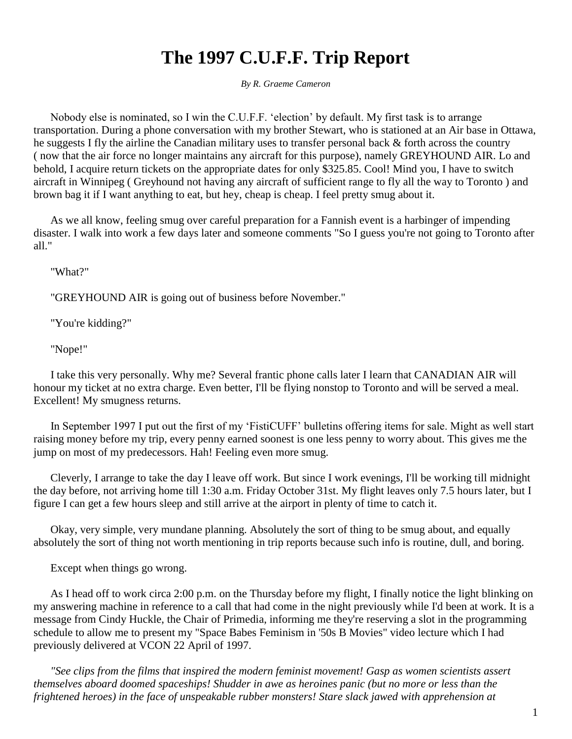# The 1997 C.U.F.F. Trip Report

*By R. Graeme Cameron*

Nobody else is nominated, so I win the C.U.F.F. 'election' by default. My first task is to arrange transportation. During a phone conversation with my brother Stewart, who is stationed at an Air base in Ottawa, he suggests I fly the airline the Canadian military uses to transfer personal back & forth across the country ( now that the air force no longer maintains any aircraft for this purpose), namely GREYHOUND AIR. Lo and behold, I acquire return tickets on the appropriate dates for only $325.85. Cool! Mind you, I have to switch aircraft in Winnipeg ( Greyhound not having any aircraft of sufficient range to fly all the way to Toronto ) and brown bag it if I want anything to eat, but hey, cheap is cheap. I feel pretty smug about it.

As we all know, feeling smug over careful preparation for a Fannish event is a harbinger of impending disaster. I walk into work a few days later and someone comments "So I guess you're not going to Toronto after all."

"What?"

"GREYHOUND AIR is going out of business before November."

"You're kidding?"

"Nope!"

I take this very personally. Why me? Several frantic phone calls later I learn that CANADIAN AIR will honour my ticket at no extra charge. Even better, I'll be flying nonstop to Toronto and will be served a meal. Excellent! My smugness returns.

In September 1997 I put out the first of my 'FistiCUFF' bulletins offering items for sale. Might as well start raising money before my trip, every penny earned soonest is one less penny to worry about. This gives me the jump on most of my predecessors. Hah! Feeling even more smug.

Cleverly, I arrange to take the day I leave off work. But since I work evenings, I'll be working till midnight the day before, not arriving home till 1:30 a.m. Friday October 31st. My flight leaves only 7.5 hours later, but I figure I can get a few hours sleep and still arrive at the airport in plenty of time to catch it.

Okay, very simple, very mundane planning. Absolutely the sort of thing to be smug about, and equally absolutely the sort of thing not worth mentioning in trip reports because such info is routine, dull, and boring.

Except when things go wrong.

As I head off to work circa 2:00 p.m. on the Thursday before my flight, I finally notice the light blinking on my answering machine in reference to a call that had come in the night previously while I'd been at work. It is a message from Cindy Huckle, the Chair of Primedia, informing me they're reserving a slot in the programming schedule to allow me to present my "Space Babes Feminism in '50s B Movies" video lecture which I had previously delivered at VCON 22 April of 1997.

*"See clips from the films that inspired the modern feminist movement! Gasp as women scientists assert themselves aboard doomed spaceships! Shudder in awe as heroines panic (but no more or less than the frightened heroes) in the face of unspeakable rubber monsters! Stare slack jawed with apprehension at*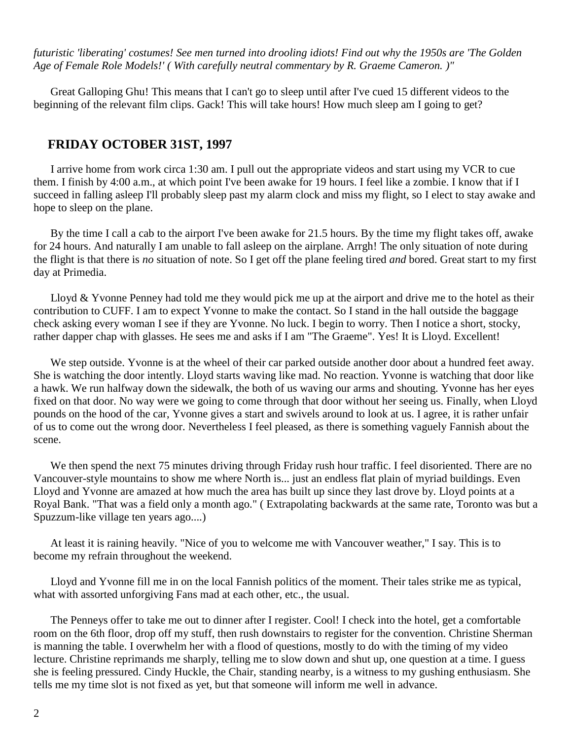*futuristic 'liberating' costumes! See men turned into drooling idiots! Find out why the 1950s are 'The Golden Age of Female Role Models!' ( With carefully neutral commentary by R. Graeme Cameron. )"*

Great Galloping Ghu! This means that I can't go to sleep until after I've cued 15 different videos to the beginning of the relevant film clips. Gack! This will take hours! How much sleep am I going to get?

## FRIDAY OCTOBER 31ST, 1997

I arrive home from work circa 1:30 am. I pull out the appropriate videos and start using my VCR to cue them. I finish by 4:00 a.m., at which point I've been awake for 19 hours. I feel like a zombie. I know that if I succeed in falling asleep I'll probably sleep past my alarm clock and miss my flight, so I elect to stay awake and hope to sleep on the plane.

By the time I call a cab to the airport I've been awake for 21.5 hours. By the time my flight takes off, awake for 24 hours. And naturally I am unable to fall asleep on the airplane. Arrgh! The only situation of note during the flight is that there is *no* situation of note. So I get off the plane feeling tired *and* bored. Great start to my first day at Primedia.

Lloyd & Yvonne Penney had told me they would pick me up at the airport and drive me to the hotel as their contribution to CUFF. I am to expect Yvonne to make the contact. So I stand in the hall outside the baggage check asking every woman I see if they are Yvonne. No luck. I begin to worry. Then I notice a short, stocky, rather dapper chap with glasses. He sees me and asks if I am "The Graeme". Yes! It is Lloyd. Excellent!

We step outside. Yvonne is at the wheel of their car parked outside another door about a hundred feet away. She is watching the door intently. Lloyd starts waving like mad. No reaction. Yvonne is watching that door like a hawk. We run halfway down the sidewalk, the both of us waving our arms and shouting. Yvonne has her eyes fixed on that door. No way were we going to come through that door without her seeing us. Finally, when Lloyd pounds on the hood of the car, Yvonne gives a start and swivels around to look at us. I agree, it is rather unfair of us to come out the wrong door. Nevertheless I feel pleased, as there is something vaguely Fannish about the scene.

We then spend the next 75 minutes driving through Friday rush hour traffic. I feel disoriented. There are no Vancouver-style mountains to show me where North is... just an endless flat plain of myriad buildings. Even Lloyd and Yvonne are amazed at how much the area has built up since they last drove by. Lloyd points at a Royal Bank. "That was a field only a month ago." ( Extrapolating backwards at the same rate, Toronto was but a Spuzzum-like village ten years ago....)

At least it is raining heavily. "Nice of you to welcome me with Vancouver weather," I say. This is to become my refrain throughout the weekend.

Lloyd and Yvonne fill me in on the local Fannish politics of the moment. Their tales strike me as typical, what with assorted unforgiving Fans mad at each other, etc., the usual.

The Penneys offer to take me out to dinner after I register. Cool! I check into the hotel, get a comfortable room on the 6th floor, drop off my stuff, then rush downstairs to register for the convention. Christine Sherman is manning the table. I overwhelm her with a flood of questions, mostly to do with the timing of my video lecture. Christine reprimands me sharply, telling me to slow down and shut up, one question at a time. I guess she is feeling pressured. Cindy Huckle, the Chair, standing nearby, is a witness to my gushing enthusiasm. She tells me my time slot is not fixed as yet, but that someone will inform me well in advance.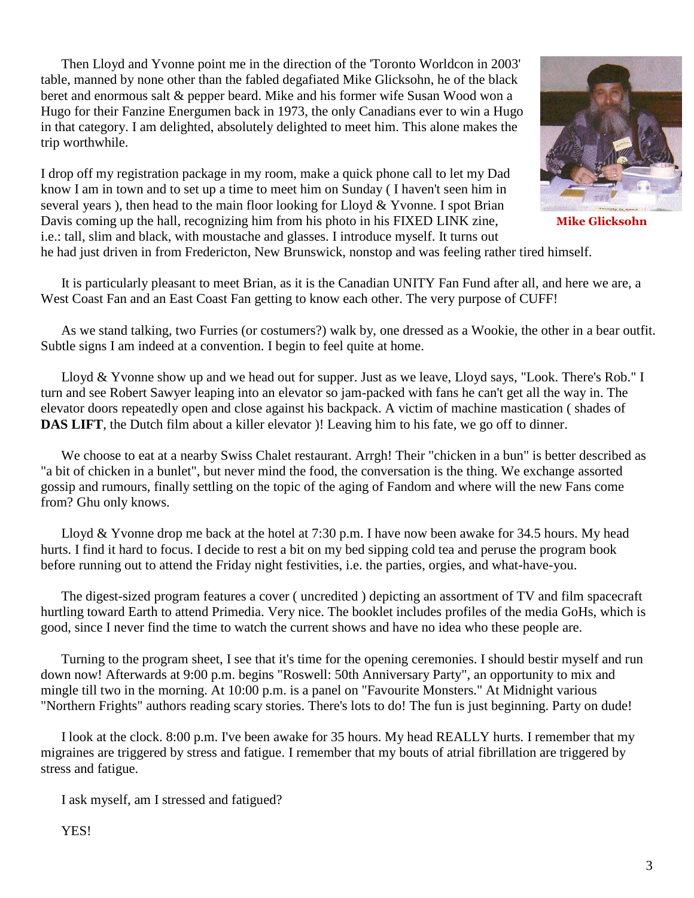Then Lloyd and Yvonne point me in the direction of the 'Toronto Worldcon in 2003' table, manned by none other than the fabled degafiated Mike Glicksohn, he of the black beret and enormous salt & pepper beard. Mike and his former wife Susan Wood won a Hugo for their Fanzine Energumen back in 1973, the only Canadians ever to win a Hugo in that category. I am delighted, absolutely delighted to meet him. This alone makes the trip worthwhile.

Mike Glicksohn

I drop off my registration package in my room, make a quick phone call to let my Dad know I am in town and to set up a time to meet him on Sunday ( I haven't seen him in several years ), then head to the main floor looking for Lloyd & Yvonne. I spot Brian Davis coming up the hall, recognizing him from his photo in his FIXED LINK zine, i.e.: tall, slim and black, with moustache and glasses. I introduce myself. It turns out he had just driven in from Fredericton, New Brunswick, nonstop and was feeling rather tired himself.

It is particularly pleasant to meet Brian, as it is the Canadian UNITY Fan Fund after all, and here we are, a West Coast Fan and an East Coast Fan getting to know each other. The very purpose of CUFF!

As we stand talking, two Furries (or costumers?) walk by, one dressed as a Wookie, the other in a bear outfit. Subtle signs I am indeed at a convention. I begin to feel quite at home.

Lloyd & Yvonne show up and we head out for supper. Just as we leave, Lloyd says, "Look. There's Rob." I turn and see Robert Sawyer leaping into an elevator so jam-packed with fans he can't get all the way in. The elevator doors repeatedly open and close against his backpack. A victim of machine mastication ( shades of **DAS LIFT**, the Dutch film about a killer elevator )! Leaving him to his fate, we go off to dinner.

We choose to eat at a nearby Swiss Chalet restaurant. Arrgh! Their "chicken in a bun" is better described as "a bit of chicken in a bunlet", but never mind the food, the conversation is the thing. We exchange assorted gossip and rumours, finally settling on the topic of the aging of Fandom and where will the new Fans come from? Ghu only knows.

Lloyd & Yvonne drop me back at the hotel at 7:30 p.m. I have now been awake for 34.5 hours. My head hurts. I find it hard to focus. I decide to rest a bit on my bed sipping cold tea and peruse the program book before running out to attend the Friday night festivities, i.e. the parties, orgies, and what-have-you.

The digest-sized program features a cover ( uncredited ) depicting an assortment of TV and film spacecraft hurtling toward Earth to attend Primedia. Very nice. The booklet includes profiles of the media GoHs, which is good, since I never find the time to watch the current shows and have no idea who these people are.

Turning to the program sheet, I see that it's time for the opening ceremonies. I should bestir myself and run down now! Afterwards at 9:00 p.m. begins "Roswell: 50th Anniversary Party", an opportunity to mix and mingle till two in the morning. At 10:00 p.m. is a panel on "Favourite Monsters." At Midnight various "Northern Frights" authors reading scary stories. There's lots to do! The fun is just beginning. Party on dude!

I look at the clock. 8:00 p.m. I've been awake for 35 hours. My head REALLY hurts. I remember that my migraines are triggered by stress and fatigue. I remember that my bouts of atrial fibrillation are triggered by stress and fatigue.

I ask myself, am I stressed and fatigued?

YES!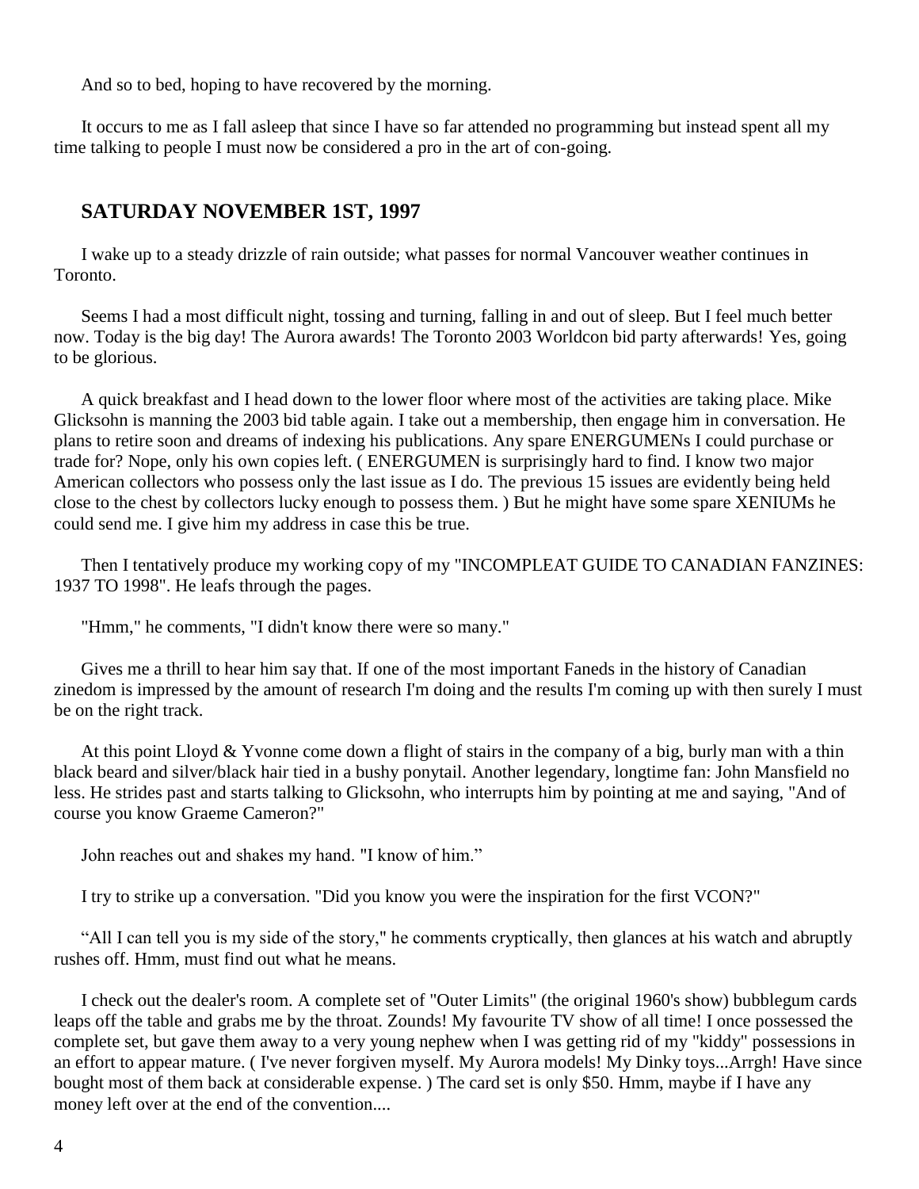And so to bed, hoping to have recovered by the morning.

It occurs to me as I fall asleep that since I have so far attended no programming but instead spent all my time talking to people I must now be considered a pro in the art of con-going.

## SATURDAY NOVEMBER 1ST, 1997

I wake up to a steady drizzle of rain outside; what passes for normal Vancouver weather continues in Toronto.

Seems I had a most difficult night, tossing and turning, falling in and out of sleep. But I feel much better now. Today is the big day! The Aurora awards! The Toronto 2003 Worldcon bid party afterwards! Yes, going to be glorious.

A quick breakfast and I head down to the lower floor where most of the activities are taking place. Mike Glicksohn is manning the 2003 bid table again. I take out a membership, then engage him in conversation. He plans to retire soon and dreams of indexing his publications. Any spare ENERGUMENs I could purchase or trade for? Nope, only his own copies left. ( ENERGUMEN is surprisingly hard to find. I know two major American collectors who possess only the last issue as I do. The previous 15 issues are evidently being held close to the chest by collectors lucky enough to possess them. ) But he might have some spare XENIUMs he could send me. I give him my address in case this be true.

Then I tentatively produce my working copy of my "INCOMPLEAT GUIDE TO CANADIAN FANZINES: 1937 TO 1998". He leafs through the pages.

"Hmm," he comments, "I didn't know there were so many."

Gives me a thrill to hear him say that. If one of the most important Faneds in the history of Canadian zinedom is impressed by the amount of research I'm doing and the results I'm coming up with then surely I must be on the right track.

At this point Lloyd & Yvonne come down a flight of stairs in the company of a big, burly man with a thin black beard and silver/black hair tied in a bushy ponytail. Another legendary, longtime fan: John Mansfield no less. He strides past and starts talking to Glicksohn, who interrupts him by pointing at me and saying, "And of course you know Graeme Cameron?"

John reaches out and shakes my hand. "I know of him."

I try to strike up a conversation. "Did you know you were the inspiration for the first VCON?"

"All I can tell you is my side of the story," he comments cryptically, then glances at his watch and abruptly rushes off. Hmm, must find out what he means.

I check out the dealer's room. A complete set of "Outer Limits" (the original 1960's show) bubblegum cards leaps off the table and grabs me by the throat. Zounds! My favourite TV show of all time! I once possessed the complete set, but gave them away to a very young nephew when I was getting rid of my "kiddy" possessions in an effort to appear mature. ( I've never forgiven myself. My Aurora models! My Dinky toys...Arrgh! Have since bought most of them back at considerable expense. ) The card set is only $50. Hmm, maybe if I have any money left over at the end of the convention....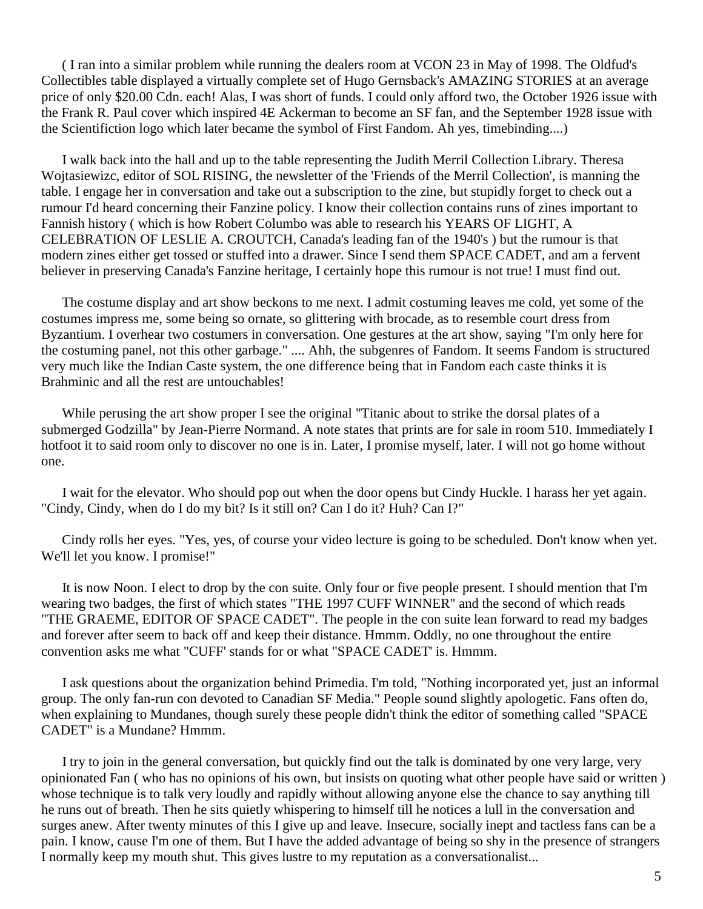( I ran into a similar problem while running the dealers room at VCON 23 in May of 1998. The Oldfud's Collectibles table displayed a virtually complete set of Hugo Gernsback's AMAZING STORIES at an average price of only $20.00 Cdn. each! Alas, I was short of funds. I could only afford two, the October 1926 issue with the Frank R. Paul cover which inspired 4E Ackerman to become an SF fan, and the September 1928 issue with the Scientifiction logo which later became the symbol of First Fandom. Ah yes, timebinding....)

I walk back into the hall and up to the table representing the Judith Merril Collection Library. Theresa Wojtasiewizc, editor of SOL RISING, the newsletter of the 'Friends of the Merril Collection', is manning the table. I engage her in conversation and take out a subscription to the zine, but stupidly forget to check out a rumour I'd heard concerning their Fanzine policy. I know their collection contains runs of zines important to Fannish history ( which is how Robert Columbo was able to research his YEARS OF LIGHT, A CELEBRATION OF LESLIE A. CROUTCH, Canada's leading fan of the 1940's ) but the rumour is that modern zines either get tossed or stuffed into a drawer. Since I send them SPACE CADET, and am a fervent believer in preserving Canada's Fanzine heritage, I certainly hope this rumour is not true! I must find out.

The costume display and art show beckons to me next. I admit costuming leaves me cold, yet some of the costumes impress me, some being so ornate, so glittering with brocade, as to resemble court dress from Byzantium. I overhear two costumers in conversation. One gestures at the art show, saying "I'm only here for the costuming panel, not this other garbage." .... Ahh, the subgenres of Fandom. It seems Fandom is structured very much like the Indian Caste system, the one difference being that in Fandom each caste thinks it is Brahminic and all the rest are untouchables!

While perusing the art show proper I see the original "Titanic about to strike the dorsal plates of a submerged Godzilla" by Jean-Pierre Normand. A note states that prints are for sale in room 510. Immediately I hotfoot it to said room only to discover no one is in. Later, I promise myself, later. I will not go home without one.

I wait for the elevator. Who should pop out when the door opens but Cindy Huckle. I harass her yet again. "Cindy, Cindy, when do I do my bit? Is it still on? Can I do it? Huh? Can I?"

Cindy rolls her eyes. "Yes, yes, of course your video lecture is going to be scheduled. Don't know when yet. We'll let you know. I promise!"

It is now Noon. I elect to drop by the con suite. Only four or five people present. I should mention that I'm wearing two badges, the first of which states "THE 1997 CUFF WINNER" and the second of which reads "THE GRAEME, EDITOR OF SPACE CADET". The people in the con suite lean forward to read my badges and forever after seem to back off and keep their distance. Hmmm. Oddly, no one throughout the entire convention asks me what "CUFF' stands for or what "SPACE CADET' is. Hmmm.

I ask questions about the organization behind Primedia. I'm told, "Nothing incorporated yet, just an informal group. The only fan-run con devoted to Canadian SF Media." People sound slightly apologetic. Fans often do, when explaining to Mundanes, though surely these people didn't think the editor of something called "SPACE CADET" is a Mundane? Hmmm.

I try to join in the general conversation, but quickly find out the talk is dominated by one very large, very opinionated Fan ( who has no opinions of his own, but insists on quoting what other people have said or written ) whose technique is to talk very loudly and rapidly without allowing anyone else the chance to say anything till he runs out of breath. Then he sits quietly whispering to himself till he notices a lull in the conversation and surges anew. After twenty minutes of this I give up and leave. Insecure, socially inept and tactless fans can be a pain. I know, cause I'm one of them. But I have the added advantage of being so shy in the presence of strangers I normally keep my mouth shut. This gives lustre to my reputation as a conversationalist...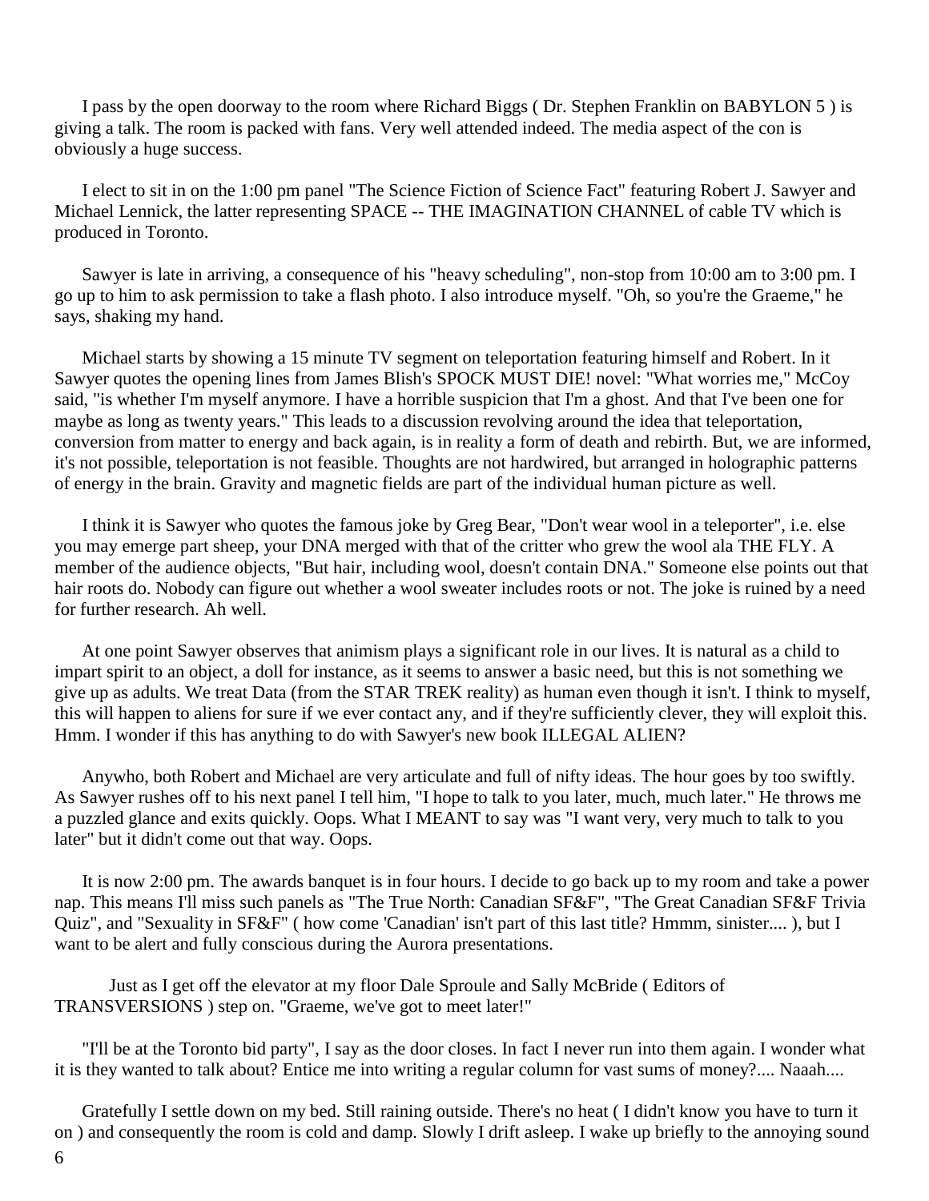I pass by the open doorway to the room where Richard Biggs ( Dr. Stephen Franklin on BABYLON 5 ) is giving a talk. The room is packed with fans. Very well attended indeed. The media aspect of the con is obviously a huge success.

I elect to sit in on the 1:00 pm panel "The Science Fiction of Science Fact" featuring Robert J. Sawyer and Michael Lennick, the latter representing SPACE -- THE IMAGINATION CHANNEL of cable TV which is produced in Toronto.

Sawyer is late in arriving, a consequence of his "heavy scheduling", non-stop from 10:00 am to 3:00 pm. I go up to him to ask permission to take a flash photo. I also introduce myself. "Oh, so you're the Graeme," he says, shaking my hand.

Michael starts by showing a 15 minute TV segment on teleportation featuring himself and Robert. In it Sawyer quotes the opening lines from James Blish's SPOCK MUST DIE! novel: "What worries me," McCoy said, "is whether I'm myself anymore. I have a horrible suspicion that I'm a ghost. And that I've been one for maybe as long as twenty years." This leads to a discussion revolving around the idea that teleportation, conversion from matter to energy and back again, is in reality a form of death and rebirth. But, we are informed, it's not possible, teleportation is not feasible. Thoughts are not hardwired, but arranged in holographic patterns of energy in the brain. Gravity and magnetic fields are part of the individual human picture as well.

I think it is Sawyer who quotes the famous joke by Greg Bear, "Don't wear wool in a teleporter", i.e. else you may emerge part sheep, your DNA merged with that of the critter who grew the wool ala THE FLY. A member of the audience objects, "But hair, including wool, doesn't contain DNA." Someone else points out that hair roots do. Nobody can figure out whether a wool sweater includes roots or not. The joke is ruined by a need for further research. Ah well.

At one point Sawyer observes that animism plays a significant role in our lives. It is natural as a child to impart spirit to an object, a doll for instance, as it seems to answer a basic need, but this is not something we give up as adults. We treat Data (from the STAR TREK reality) as human even though it isn't. I think to myself, this will happen to aliens for sure if we ever contact any, and if they're sufficiently clever, they will exploit this. Hmm. I wonder if this has anything to do with Sawyer's new book ILLEGAL ALIEN?

Anywho, both Robert and Michael are very articulate and full of nifty ideas. The hour goes by too swiftly. As Sawyer rushes off to his next panel I tell him, "I hope to talk to you later, much, much later." He throws me a puzzled glance and exits quickly. Oops. What I MEANT to say was "I want very, very much to talk to you later" but it didn't come out that way. Oops.

It is now 2:00 pm. The awards banquet is in four hours. I decide to go back up to my room and take a power nap. This means I'll miss such panels as "The True North: Canadian SF&F", "The Great Canadian SF&F Trivia Quiz", and "Sexuality in SF&F" ( how come 'Canadian' isn't part of this last title? Hmmm, sinister.... ), but I want to be alert and fully conscious during the Aurora presentations.

Just as I get off the elevator at my floor Dale Sproule and Sally McBride ( Editors of TRANSVERSIONS ) step on. "Graeme, we've got to meet later!"

"I'll be at the Toronto bid party", I say as the door closes. In fact I never run into them again. I wonder what it is they wanted to talk about? Entice me into writing a regular column for vast sums of money?.... Naaah....

Gratefully I settle down on my bed. Still raining outside. There's no heat ( I didn't know you have to turn it on ) and consequently the room is cold and damp. Slowly I drift asleep. I wake up briefly to the annoying sound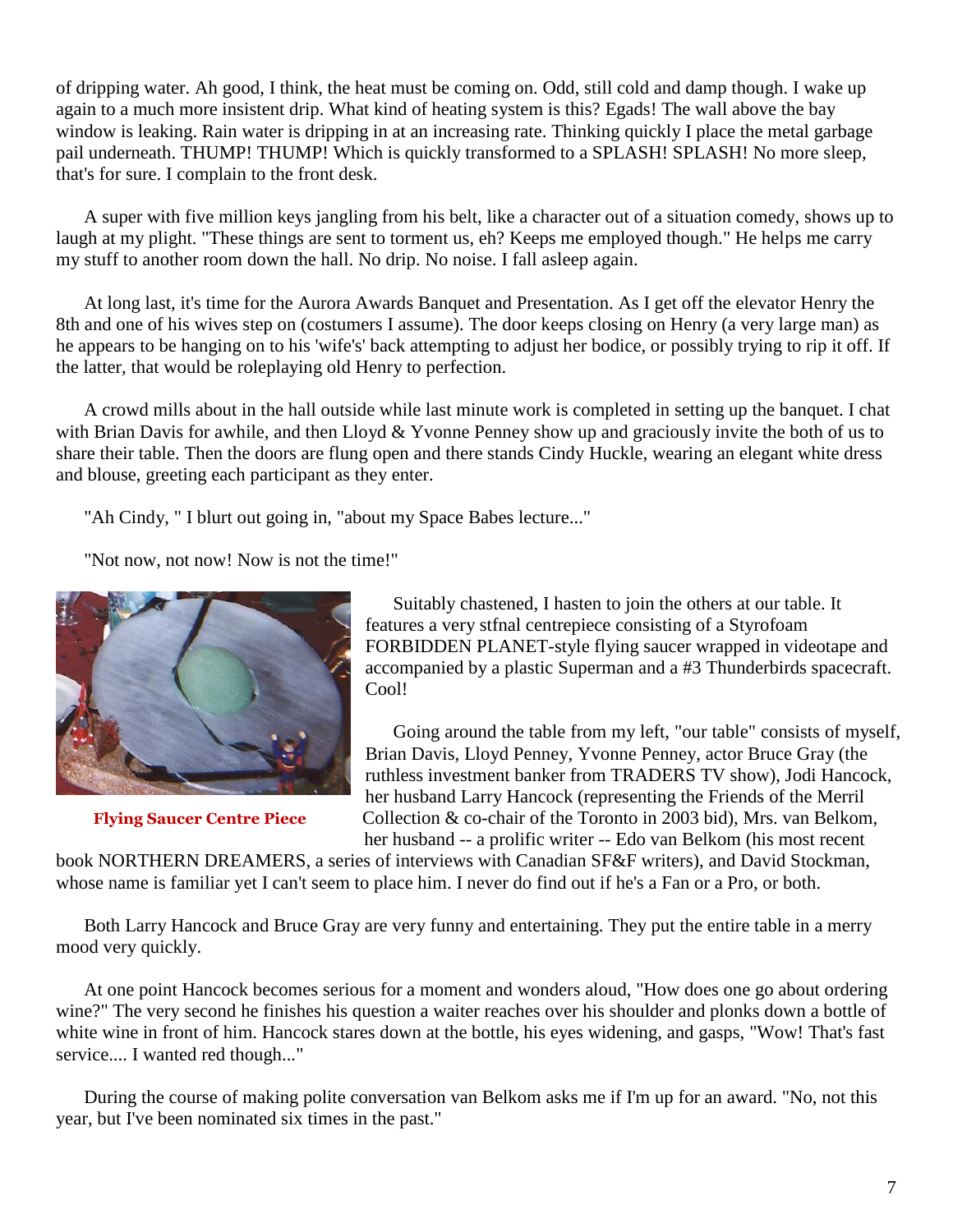of dripping water. Ah good, I think, the heat must be coming on. Odd, still cold and damp though. I wake up again to a much more insistent drip. What kind of heating system is this? Egads! The wall above the bay window is leaking. Rain water is dripping in at an increasing rate. Thinking quickly I place the metal garbage pail underneath. THUMP! THUMP! Which is quickly transformed to a SPLASH! SPLASH! No more sleep, that's for sure. I complain to the front desk.

A super with five million keys jangling from his belt, like a character out of a situation comedy, shows up to laugh at my plight. "These things are sent to torment us, eh? Keeps me employed though." He helps me carry my stuff to another room down the hall. No drip. No noise. I fall asleep again.

At long last, it's time for the Aurora Awards Banquet and Presentation. As I get off the elevator Henry the 8th and one of his wives step on (costumers I assume). The door keeps closing on Henry (a very large man) as he appears to be hanging on to his 'wife's' back attempting to adjust her bodice, or possibly trying to rip it off. If the latter, that would be roleplaying old Henry to perfection.

A crowd mills about in the hall outside while last minute work is completed in setting up the banquet. I chat with Brian Davis for awhile, and then Lloyd & Yvonne Penney show up and graciously invite the both of us to share their table. Then the doors are flung open and there stands Cindy Huckle, wearing an elegant white dress and blouse, greeting each participant as they enter.

"Ah Cindy, " I blurt out going in, "about my Space Babes lecture..."

"Not now, not now! Now is not the time!"

**Flying Saucer Centre Piece**

Suitably chastened, I hasten to join the others at our table. It features a very stfnal centrepiece consisting of a Styrofoam FORBIDDEN PLANET-style flying saucer wrapped in videotape and accompanied by a plastic Superman and a #3 Thunderbirds spacecraft. Cool!

Going around the table from my left, "our table" consists of myself, Brian Davis, Lloyd Penney, Yvonne Penney, actor Bruce Gray (the ruthless investment banker from TRADERS TV show), Jodi Hancock, her husband Larry Hancock (representing the Friends of the Merril Collection & co-chair of the Toronto in 2003 bid), Mrs. van Belkom, her husband -- a prolific writer -- Edo van Belkom (his most recent book NORTHERN DREAMERS, a series of interviews with Canadian SF&F writers), and David Stockman, whose name is familiar yet I can't seem to place him. I never do find out if he's a Fan or a Pro, or both.

Both Larry Hancock and Bruce Gray are very funny and entertaining. They put the entire table in a merry mood very quickly.

At one point Hancock becomes serious for a moment and wonders aloud, "How does one go about ordering wine?" The very second he finishes his question a waiter reaches over his shoulder and plonks down a bottle of white wine in front of him. Hancock stares down at the bottle, his eyes widening, and gasps, "Wow! That's fast service.... I wanted red though..."

During the course of making polite conversation van Belkom asks me if I'm up for an award. "No, not this year, but I've been nominated six times in the past."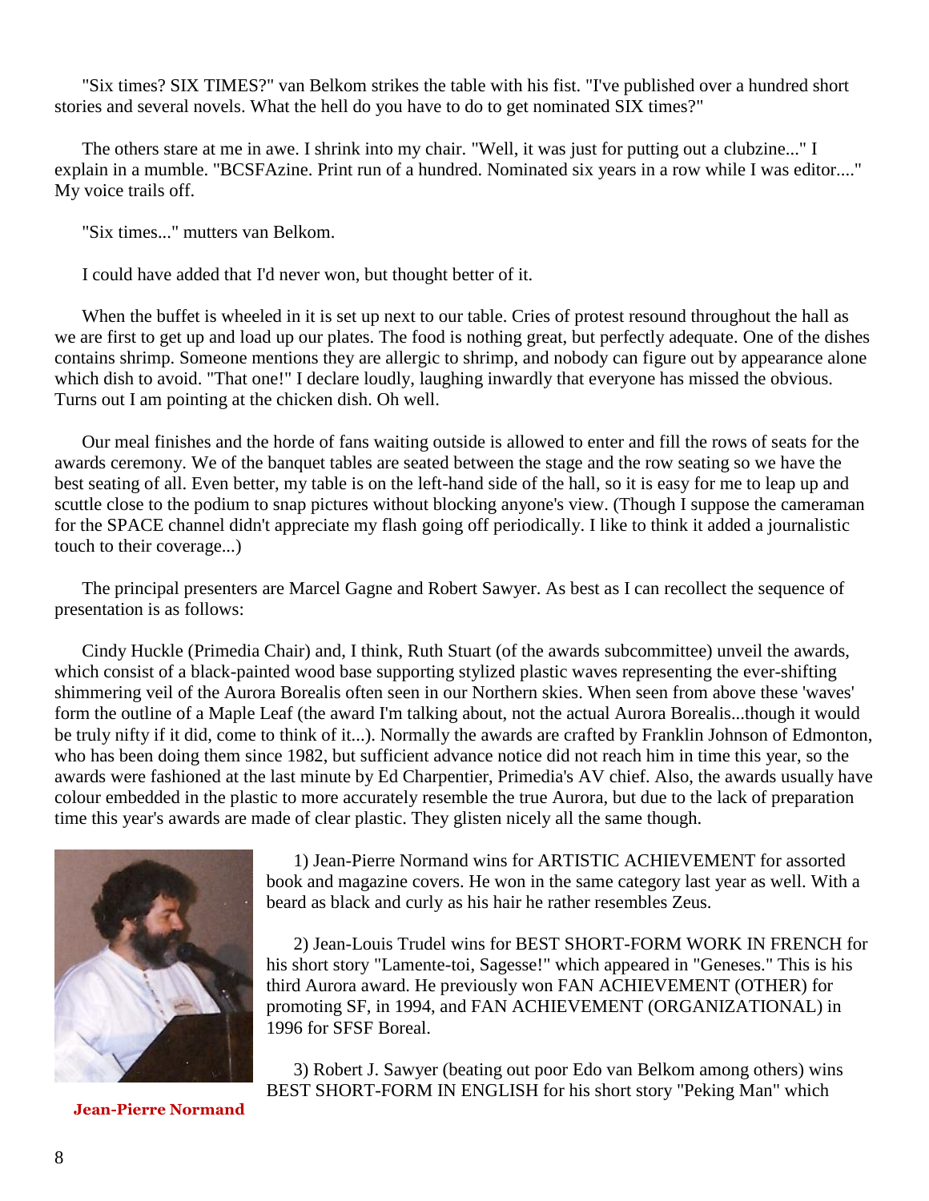"Six times? SIX TIMES?" van Belkom strikes the table with his fist. "I've published over a hundred short stories and several novels. What the hell do you have to do to get nominated SIX times?"

The others stare at me in awe. I shrink into my chair. "Well, it was just for putting out a clubzine..." I explain in a mumble. "BCSFAzine. Print run of a hundred. Nominated six years in a row while I was editor...." My voice trails off.

"Six times..." mutters van Belkom.

I could have added that I'd never won, but thought better of it.

When the buffet is wheeled in it is set up next to our table. Cries of protest resound throughout the hall as we are first to get up and load up our plates. The food is nothing great, but perfectly adequate. One of the dishes contains shrimp. Someone mentions they are allergic to shrimp, and nobody can figure out by appearance alone which dish to avoid. "That one!" I declare loudly, laughing inwardly that everyone has missed the obvious. Turns out I am pointing at the chicken dish. Oh well.

Our meal finishes and the horde of fans waiting outside is allowed to enter and fill the rows of seats for the awards ceremony. We of the banquet tables are seated between the stage and the row seating so we have the best seating of all. Even better, my table is on the left-hand side of the hall, so it is easy for me to leap up and scuttle close to the podium to snap pictures without blocking anyone's view. (Though I suppose the cameraman for the SPACE channel didn't appreciate my flash going off periodically. I like to think it added a journalistic touch to their coverage...)

The principal presenters are Marcel Gagne and Robert Sawyer. As best as I can recollect the sequence of presentation is as follows:

Cindy Huckle (Primedia Chair) and, I think, Ruth Stuart (of the awards subcommittee) unveil the awards, which consist of a black-painted wood base supporting stylized plastic waves representing the ever-shifting shimmering veil of the Aurora Borealis often seen in our Northern skies. When seen from above these 'waves' form the outline of a Maple Leaf (the award I'm talking about, not the actual Aurora Borealis...though it would be truly nifty if it did, come to think of it...). Normally the awards are crafted by Franklin Johnson of Edmonton, who has been doing them since 1982, but sufficient advance notice did not reach him in time this year, so the awards were fashioned at the last minute by Ed Charpentier, Primedia's AV chief. Also, the awards usually have colour embedded in the plastic to more accurately resemble the true Aurora, but due to the lack of preparation time this year's awards are made of clear plastic. They glisten nicely all the same though.

**Jean-Pierre Normand**

1) Jean-Pierre Normand wins for ARTISTIC ACHIEVEMENT for assorted book and magazine covers. He won in the same category last year as well. With a beard as black and curly as his hair he rather resembles Zeus.

2) Jean-Louis Trudel wins for BEST SHORT-FORM WORK IN FRENCH for his short story "Lamente-toi, Sagesse!" which appeared in "Geneses." This is his third Aurora award. He previously won FAN ACHIEVEMENT (OTHER) for promoting SF, in 1994, and FAN ACHIEVEMENT (ORGANIZATIONAL) in 1996 for SFSF Boreal.

3) Robert J. Sawyer (beating out poor Edo van Belkom among others) wins BEST SHORT-FORM IN ENGLISH for his short story "Peking Man" which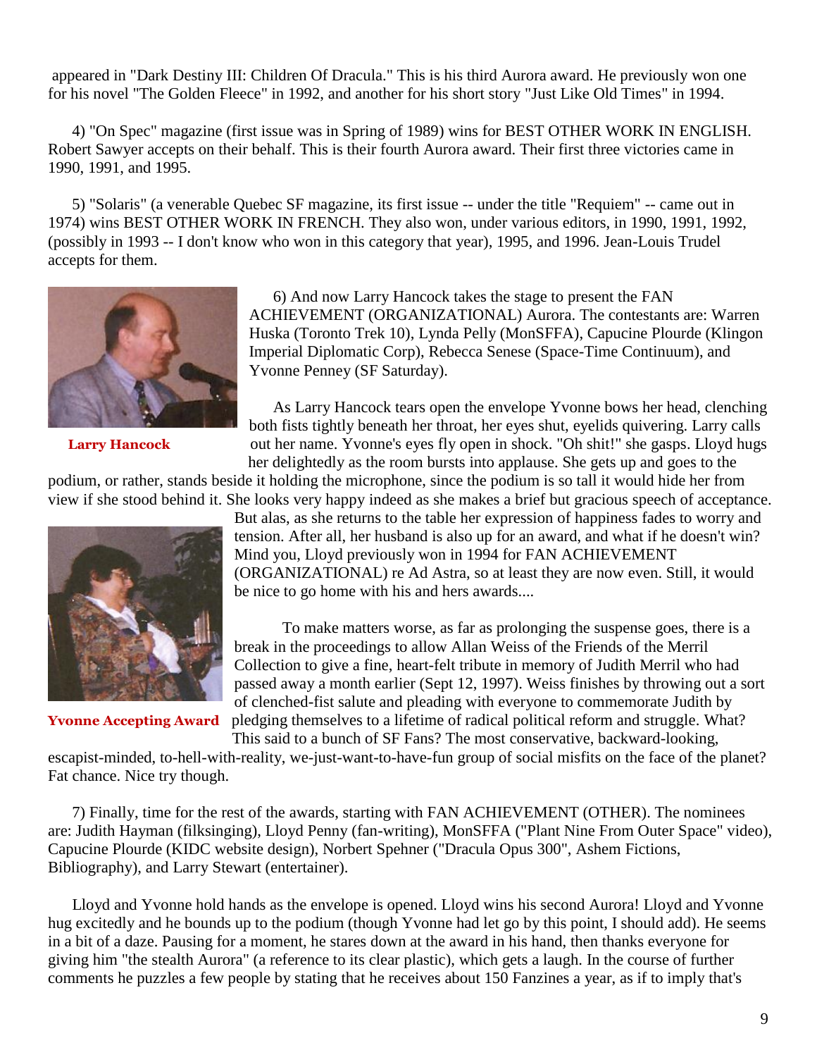appeared in "Dark Destiny III: Children Of Dracula." This is his third Aurora award. He previously won one for his novel "The Golden Fleece" in 1992, and another for his short story "Just Like Old Times" in 1994.

4) "On Spec" magazine (first issue was in Spring of 1989) wins for BEST OTHER WORK IN ENGLISH. Robert Sawyer accepts on their behalf. This is their fourth Aurora award. Their first three victories came in 1990, 1991, and 1995.

5) "Solaris" (a venerable Quebec SF magazine, its first issue -- under the title "Requiem" -- came out in 1974) wins BEST OTHER WORK IN FRENCH. They also won, under various editors, in 1990, 1991, 1992, (possibly in 1993 -- I don't know who won in this category that year), 1995, and 1996. Jean-Louis Trudel accepts for them.

**Larry Hancock**

6) And now Larry Hancock takes the stage to present the FAN ACHIEVEMENT (ORGANIZATIONAL) Aurora. The contestants are: Warren Huska (Toronto Trek 10), Lynda Pelly (MonSFFA), Capucine Plourde (Klingon Imperial Diplomatic Corp), Rebecca Senese (Space-Time Continuum), and Yvonne Penney (SF Saturday).

As Larry Hancock tears open the envelope Yvonne bows her head, clenching both fists tightly beneath her throat, her eyes shut, eyelids quivering. Larry calls out her name. Yvonne's eyes fly open in shock. "Oh shit!" she gasps. Lloyd hugs her delightedly as the room bursts into applause. She gets up and goes to the podium, or rather, stands beside it holding the microphone, since the podium is so tall it would hide her from view if she stood behind it. She looks very happy indeed as she makes a brief but gracious speech of acceptance. But alas, as she returns to the table her expression of happiness fades to worry and tension. After all, her husband is also up for an award, and what if he doesn't win? Mind you, Lloyd previously won in 1994 for FAN ACHIEVEMENT (ORGANIZATIONAL) re Ad Astra, so at least they are now even. Still, it would be nice to go home with his and hers awards....

**Yvonne Accepting Award**

To make matters worse, as far as prolonging the suspense goes, there is a break in the proceedings to allow Allan Weiss of the Friends of the Merril Collection to give a fine, heart-felt tribute in memory of Judith Merril who had passed away a month earlier (Sept 12, 1997). Weiss finishes by throwing out a sort of clenched-fist salute and pleading with everyone to commemorate Judith by pledging themselves to a lifetime of radical political reform and struggle. What? This said to a bunch of SF Fans? The most conservative, backward-looking, escapist-minded, to-hell-with-reality, we-just-want-to-have-fun group of social misfits on the face of the planet? Fat chance. Nice try though.

7) Finally, time for the rest of the awards, starting with FAN ACHIEVEMENT (OTHER). The nominees are: Judith Hayman (filksinging), Lloyd Penny (fan-writing), MonSFFA ("Plant Nine From Outer Space" video), Capucine Plourde (KIDC website design), Norbert Spehner ("Dracula Opus 300", Ashem Fictions, Bibliography), and Larry Stewart (entertainer).

Lloyd and Yvonne hold hands as the envelope is opened. Lloyd wins his second Aurora! Lloyd and Yvonne hug excitedly and he bounds up to the podium (though Yvonne had let go by this point, I should add). He seems in a bit of a daze. Pausing for a moment, he stares down at the award in his hand, then thanks everyone for giving him "the stealth Aurora" (a reference to its clear plastic), which gets a laugh. In the course of further comments he puzzles a few people by stating that he receives about 150 Fanzines a year, as if to imply that's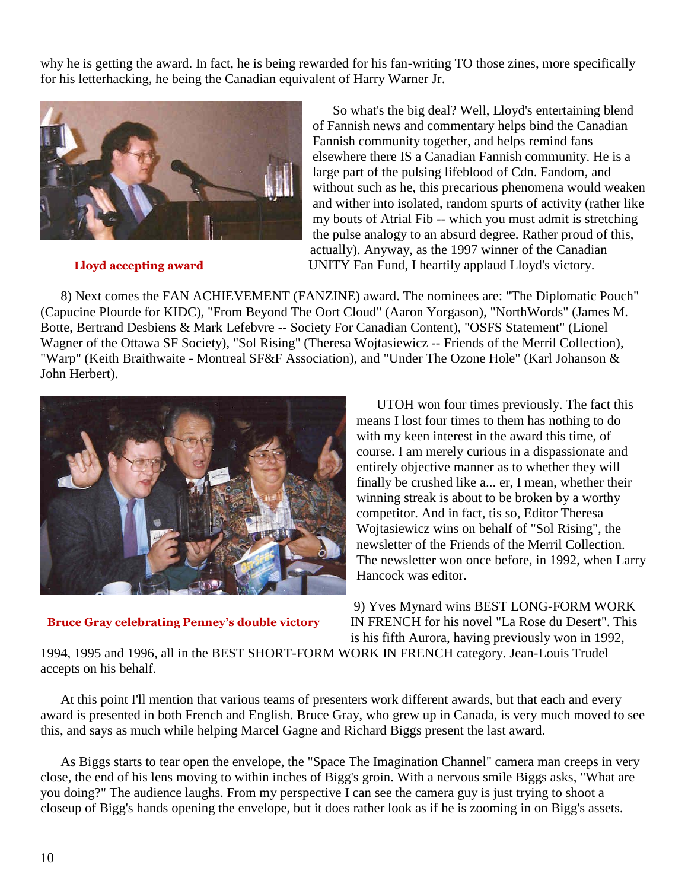why he is getting the award. In fact, he is being rewarded for his fan-writing TO those zines, more specifically for his letterhacking, he being the Canadian equivalent of Harry Warner Jr.

**Lloyd accepting award**

So what's the big deal? Well, Lloyd's entertaining blend of Fannish news and commentary helps bind the Canadian Fannish community together, and helps remind fans elsewhere there IS a Canadian Fannish community. He is a large part of the pulsing lifeblood of Cdn. Fandom, and without such as he, this precarious phenomena would weaken and wither into isolated, random spurts of activity (rather like my bouts of Atrial Fib -- which you must admit is stretching the pulse analogy to an absurd degree. Rather proud of this, actually). Anyway, as the 1997 winner of the Canadian UNITY Fan Fund, I heartily applaud Lloyd's victory.

8) Next comes the FAN ACHIEVEMENT (FANZINE) award. The nominees are: "The Diplomatic Pouch" (Capucine Plourde for KIDC), "From Beyond The Oort Cloud" (Aaron Yorgason), "NorthWords" (James M. Botte, Bertrand Desbiens & Mark Lefebvre -- Society For Canadian Content), "OSFS Statement" (Lionel Wagner of the Ottawa SF Society), "Sol Rising" (Theresa Wojtasiewicz -- Friends of the Merril Collection), "Warp" (Keith Braithwaite - Montreal SF&F Association), and "Under The Ozone Hole" (Karl Johanson & John Herbert).

**Bruce Gray celebrating Penney's double victory**

UTOH won four times previously. The fact this means I lost four times to them has nothing to do with my keen interest in the award this time, of course. I am merely curious in a dispassionate and entirely objective manner as to whether they will finally be crushed like a... er, I mean, whether their winning streak is about to be broken by a worthy competitor. And in fact, tis so, Editor Theresa Wojtasiewicz wins on behalf of "Sol Rising", the newsletter of the Friends of the Merril Collection. The newsletter won once before, in 1992, when Larry Hancock was editor.

9) Yves Mynard wins BEST LONG-FORM WORK IN FRENCH for his novel "La Rose du Desert". This is his fifth Aurora, having previously won in 1992, 1994, 1995 and 1996, all in the BEST SHORT-FORM WORK IN FRENCH category. Jean-Louis Trudel accepts on his behalf.

At this point I'll mention that various teams of presenters work different awards, but that each and every award is presented in both French and English. Bruce Gray, who grew up in Canada, is very much moved to see this, and says as much while helping Marcel Gagne and Richard Biggs present the last award.

As Biggs starts to tear open the envelope, the "Space The Imagination Channel" camera man creeps in very close, the end of his lens moving to within inches of Bigg's groin. With a nervous smile Biggs asks, "What are you doing?" The audience laughs. From my perspective I can see the camera guy is just trying to shoot a closeup of Bigg's hands opening the envelope, but it does rather look as if he is zooming in on Bigg's assets.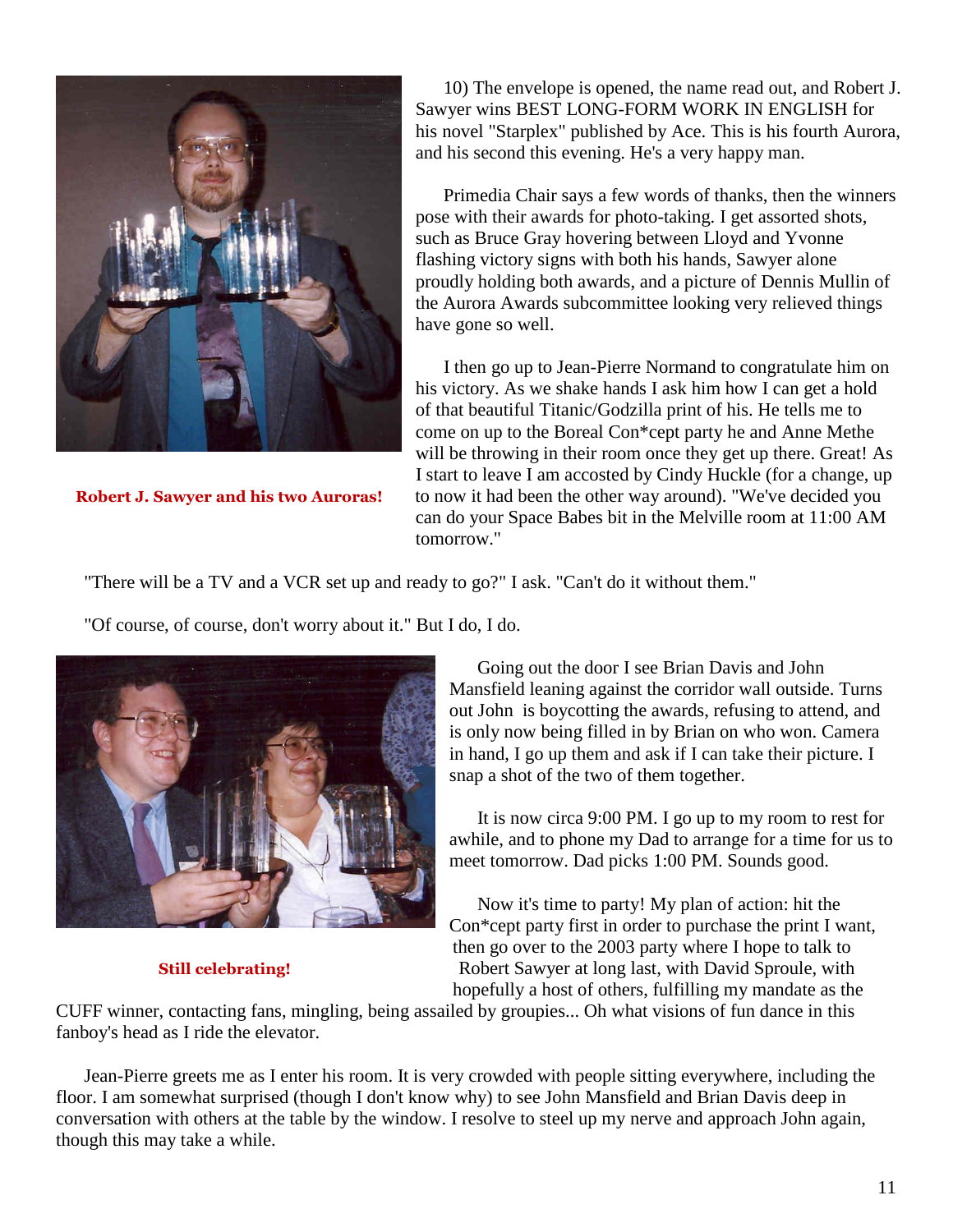10) The envelope is opened, the name read out, and Robert J. Sawyer wins BEST LONG-FORM WORK IN ENGLISH for his novel "Starplex" published by Ace. This is his fourth Aurora, and his second this evening. He's a very happy man.

**Robert J. Sawyer and his two Auroras!**

Primedia Chair says a few words of thanks, then the winners pose with their awards for photo-taking. I get assorted shots, such as Bruce Gray hovering between Lloyd and Yvonne flashing victory signs with both his hands, Sawyer alone proudly holding both awards, and a picture of Dennis Mullin of the Aurora Awards subcommittee looking very relieved things have gone so well.

I then go up to Jean-Pierre Normand to congratulate him on his victory. As we shake hands I ask him how I can get a hold of that beautiful Titanic/Godzilla print of his. He tells me to come on up to the Boreal Con*cept party he and Anne Methe will be throwing in their room once they get up there. Great! As I start to leave I am accosted by Cindy Huckle (for a change, up to now it had been the other way around). "We've decided you can do your Space Babes bit in the Melville room at 11:00 AM tomorrow."

"There will be a TV and a VCR set up and ready to go?" I ask. "Can't do it without them."

"Of course, of course, don't worry about it." But I do, I do.

**Still celebrating!**

Going out the door I see Brian Davis and John Mansfield leaning against the corridor wall outside. Turns out John is boycotting the awards, refusing to attend, and is only now being filled in by Brian on who won. Camera in hand, I go up them and ask if I can take their picture. I snap a shot of the two of them together.

It is now circa 9:00 PM. I go up to my room to rest for awhile, and to phone my Dad to arrange for a time for us to meet tomorrow. Dad picks 1:00 PM. Sounds good.

Now it's time to party! My plan of action: hit the Con*cept party first in order to purchase the print I want, then go over to the 2003 party where I hope to talk to Robert Sawyer at long last, with David Sproule, with hopefully a host of others, fulfilling my mandate as the CUFF winner, contacting fans, mingling, being assailed by groupies... Oh what visions of fun dance in this fanboy's head as I ride the elevator.

Jean-Pierre greets me as I enter his room. It is very crowded with people sitting everywhere, including the floor. I am somewhat surprised (though I don't know why) to see John Mansfield and Brian Davis deep in conversation with others at the table by the window. I resolve to steel up my nerve and approach John again, though this may take a while.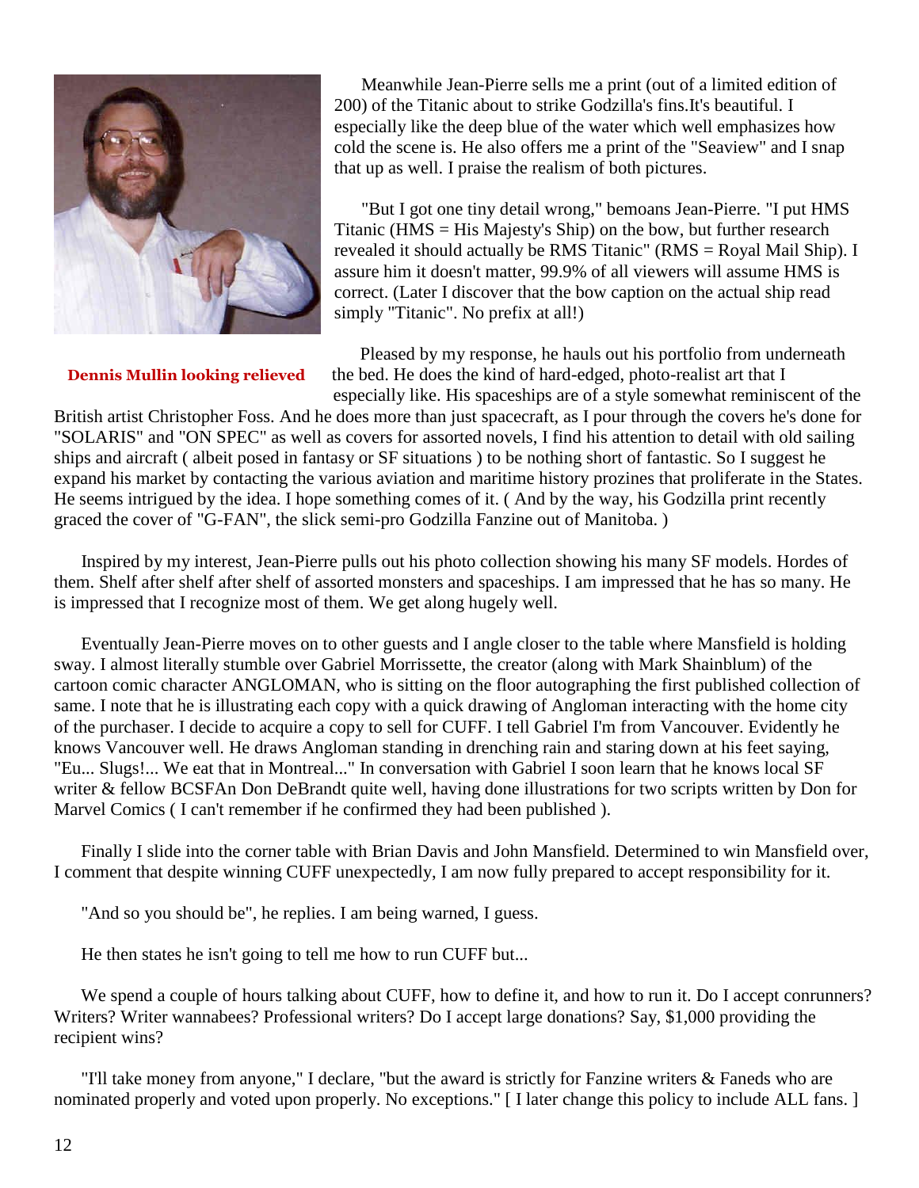Dennis Mullin looking relieved

Meanwhile Jean-Pierre sells me a print (out of a limited edition of 200) of the Titanic about to strike Godzilla's fins.It's beautiful. I especially like the deep blue of the water which well emphasizes how cold the scene is. He also offers me a print of the "Seaview" and I snap that up as well. I praise the realism of both pictures.

"But I got one tiny detail wrong," bemoans Jean-Pierre. "I put HMS Titanic (HMS = His Majesty's Ship) on the bow, but further research revealed it should actually be RMS Titanic" (RMS = Royal Mail Ship). I assure him it doesn't matter, 99.9% of all viewers will assume HMS is correct. (Later I discover that the bow caption on the actual ship read simply "Titanic". No prefix at all!)

Pleased by my response, he hauls out his portfolio from underneath the bed. He does the kind of hard-edged, photo-realist art that I especially like. His spaceships are of a style somewhat reminiscent of the British artist Christopher Foss. And he does more than just spacecraft, as I pour through the covers he's done for "SOLARIS" and "ON SPEC" as well as covers for assorted novels, I find his attention to detail with old sailing ships and aircraft ( albeit posed in fantasy or SF situations ) to be nothing short of fantastic. So I suggest he expand his market by contacting the various aviation and maritime history prozines that proliferate in the States. He seems intrigued by the idea. I hope something comes of it. ( And by the way, his Godzilla print recently graced the cover of "G-FAN", the slick semi-pro Godzilla Fanzine out of Manitoba. )

Inspired by my interest, Jean-Pierre pulls out his photo collection showing his many SF models. Hordes of them. Shelf after shelf after shelf of assorted monsters and spaceships. I am impressed that he has so many. He is impressed that I recognize most of them. We get along hugely well.

Eventually Jean-Pierre moves on to other guests and I angle closer to the table where Mansfield is holding sway. I almost literally stumble over Gabriel Morrissette, the creator (along with Mark Shainblum) of the cartoon comic character ANGLOMAN, who is sitting on the floor autographing the first published collection of same. I note that he is illustrating each copy with a quick drawing of Angloman interacting with the home city of the purchaser. I decide to acquire a copy to sell for CUFF. I tell Gabriel I'm from Vancouver. Evidently he knows Vancouver well. He draws Angloman standing in drenching rain and staring down at his feet saying, "Eu... Slugs!... We eat that in Montreal..." In conversation with Gabriel I soon learn that he knows local SF writer & fellow BCSFAn Don DeBrandt quite well, having done illustrations for two scripts written by Don for Marvel Comics ( I can't remember if he confirmed they had been published ).

Finally I slide into the corner table with Brian Davis and John Mansfield. Determined to win Mansfield over, I comment that despite winning CUFF unexpectedly, I am now fully prepared to accept responsibility for it.

"And so you should be", he replies. I am being warned, I guess.

He then states he isn't going to tell me how to run CUFF but...

We spend a couple of hours talking about CUFF, how to define it, and how to run it. Do I accept conrunners? Writers? Writer wannabees? Professional writers? Do I accept large donations? Say, $1,000 providing the recipient wins?

"I'll take money from anyone," I declare, "but the award is strictly for Fanzine writers & Faneds who are nominated properly and voted upon properly. No exceptions." [ I later change this policy to include ALL fans. ]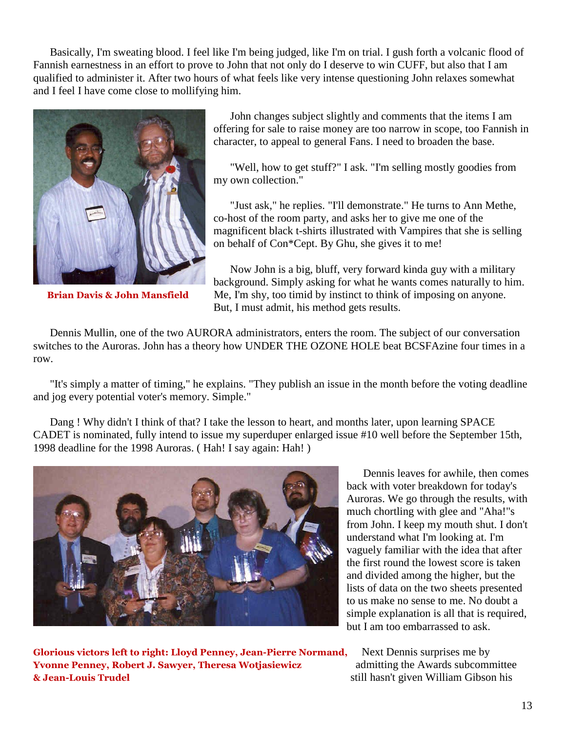Basically, I'm sweating blood. I feel like I'm being judged, like I'm on trial. I gush forth a volcanic flood of Fannish earnestness in an effort to prove to John that not only do I deserve to win CUFF, but also that I am qualified to administer it. After two hours of what feels like very intense questioning John relaxes somewhat and I feel I have come close to mollifying him.

**Brian Davis & John Mansfield**

John changes subject slightly and comments that the items I am offering for sale to raise money are too narrow in scope, too Fannish in character, to appeal to general Fans. I need to broaden the base.

"Well, how to get stuff?" I ask. "I'm selling mostly goodies from my own collection."

"Just ask," he replies. "I'll demonstrate." He turns to Ann Methe, co-host of the room party, and asks her to give me one of the magnificent black t-shirts illustrated with Vampires that she is selling on behalf of Con*Cept. By Ghu, she gives it to me!

Now John is a big, bluff, very forward kinda guy with a military background. Simply asking for what he wants comes naturally to him. Me, I'm shy, too timid by instinct to think of imposing on anyone. But, I must admit, his method gets results.

Dennis Mullin, one of the two AURORA administrators, enters the room. The subject of our conversation switches to the Auroras. John has a theory how UNDER THE OZONE HOLE beat BCSFAzine four times in a row.

"It's simply a matter of timing," he explains. "They publish an issue in the month before the voting deadline and jog every potential voter's memory. Simple."

Dang ! Why didn't I think of that? I take the lesson to heart, and months later, upon learning SPACE CADET is nominated, fully intend to issue my superduper enlarged issue #10 well before the September 15th, 1998 deadline for the 1998 Auroras. ( Hah! I say again: Hah! )

**Glorious victors left to right: Lloyd Penney, Jean-Pierre Normand, Yvonne Penney, Robert J. Sawyer, Theresa Wotjasiewicz & Jean-Louis Trudel**

Dennis leaves for awhile, then comes back with voter breakdown for today's Auroras. We go through the results, with much chortling with glee and "Aha!"s from John. I keep my mouth shut. I don't understand what I'm looking at. I'm vaguely familiar with the idea that after the first round the lowest score is taken and divided among the higher, but the lists of data on the two sheets presented to us make no sense to me. No doubt a simple explanation is all that is required, but I am too embarrassed to ask.

Next Dennis surprises me by admitting the Awards subcommittee still hasn't given William Gibson his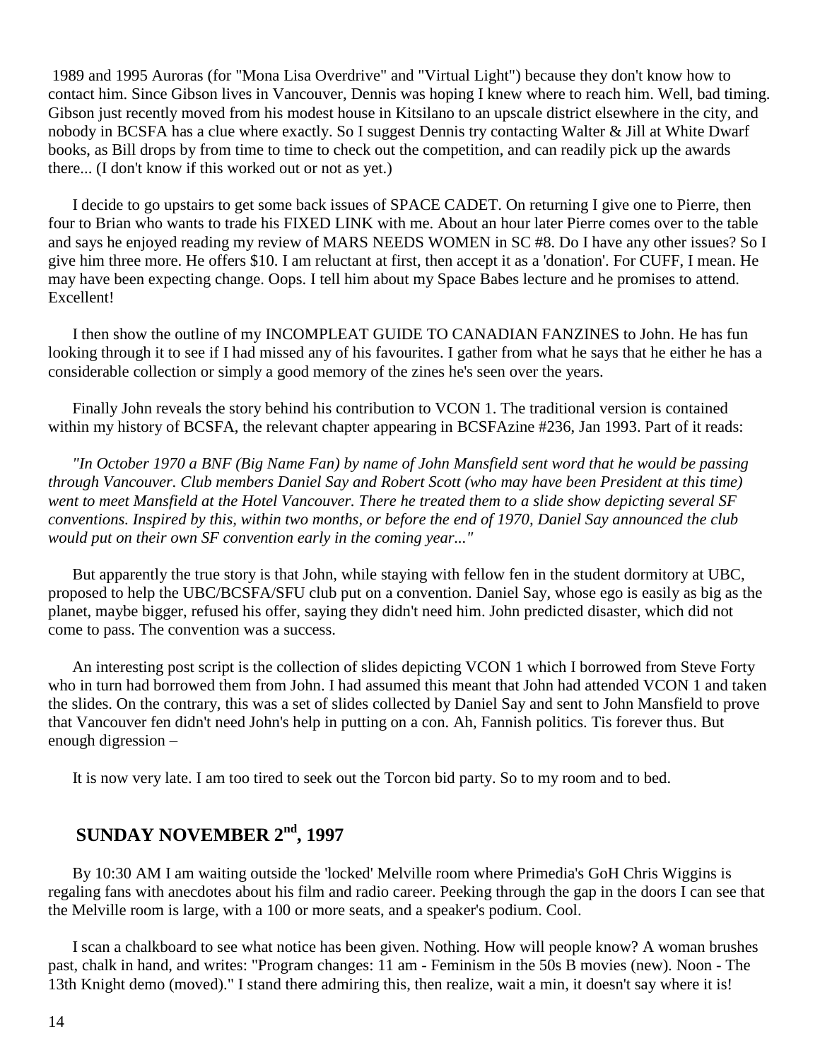1989 and 1995 Auroras (for "Mona Lisa Overdrive" and "Virtual Light") because they don't know how to contact him. Since Gibson lives in Vancouver, Dennis was hoping I knew where to reach him. Well, bad timing. Gibson just recently moved from his modest house in Kitsilano to an upscale district elsewhere in the city, and nobody in BCSFA has a clue where exactly. So I suggest Dennis try contacting Walter & Jill at White Dwarf books, as Bill drops by from time to time to check out the competition, and can readily pick up the awards there... (I don't know if this worked out or not as yet.)

I decide to go upstairs to get some back issues of SPACE CADET. On returning I give one to Pierre, then four to Brian who wants to trade his FIXED LINK with me. About an hour later Pierre comes over to the table and says he enjoyed reading my review of MARS NEEDS WOMEN in SC #8. Do I have any other issues? So I give him three more. He offers $10. I am reluctant at first, then accept it as a 'donation'. For CUFF, I mean. He may have been expecting change. Oops. I tell him about my Space Babes lecture and he promises to attend. Excellent!

I then show the outline of my INCOMPLEAT GUIDE TO CANADIAN FANZINES to John. He has fun looking through it to see if I had missed any of his favourites. I gather from what he says that he either he has a considerable collection or simply a good memory of the zines he's seen over the years.

Finally John reveals the story behind his contribution to VCON 1. The traditional version is contained within my history of BCSFA, the relevant chapter appearing in BCSFAzine #236, Jan 1993. Part of it reads:

*"In October 1970 a BNF (Big Name Fan) by name of John Mansfield sent word that he would be passing through Vancouver. Club members Daniel Say and Robert Scott (who may have been President at this time) went to meet Mansfield at the Hotel Vancouver. There he treated them to a slide show depicting several SF conventions. Inspired by this, within two months, or before the end of 1970, Daniel Say announced the club would put on their own SF convention early in the coming year..."*

But apparently the true story is that John, while staying with fellow fen in the student dormitory at UBC, proposed to help the UBC/BCSFA/SFU club put on a convention. Daniel Say, whose ego is easily as big as the planet, maybe bigger, refused his offer, saying they didn't need him. John predicted disaster, which did not come to pass. The convention was a success.

An interesting post script is the collection of slides depicting VCON 1 which I borrowed from Steve Forty who in turn had borrowed them from John. I had assumed this meant that John had attended VCON 1 and taken the slides. On the contrary, this was a set of slides collected by Daniel Say and sent to John Mansfield to prove that Vancouver fen didn't need John's help in putting on a con. Ah, Fannish politics. Tis forever thus. But enough digression –

It is now very late. I am too tired to seek out the Torcon bid party. So to my room and to bed.

## SUNDAY NOVEMBER 2nd, 1997

By 10:30 AM I am waiting outside the 'locked' Melville room where Primedia's GoH Chris Wiggins is regaling fans with anecdotes about his film and radio career. Peeking through the gap in the doors I can see that the Melville room is large, with a 100 or more seats, and a speaker's podium. Cool.

I scan a chalkboard to see what notice has been given. Nothing. How will people know? A woman brushes past, chalk in hand, and writes: "Program changes: 11 am - Feminism in the 50s B movies (new). Noon - The 13th Knight demo (moved)." I stand there admiring this, then realize, wait a min, it doesn't say where it is!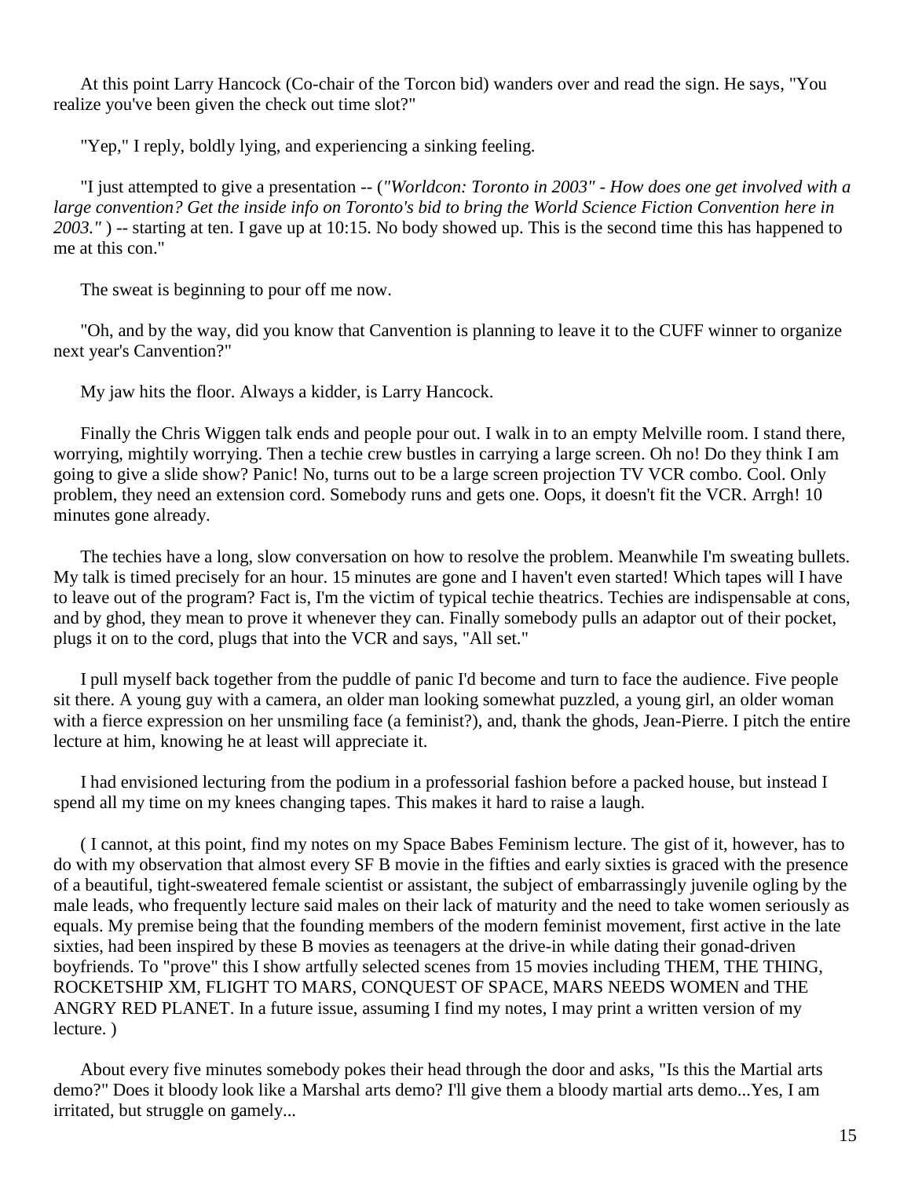At this point Larry Hancock (Co-chair of the Torcon bid) wanders over and read the sign. He says, "You realize you've been given the check out time slot?"

"Yep," I reply, boldly lying, and experiencing a sinking feeling.

"I just attempted to give a presentation -- (*"Worldcon: Toronto in 2003" - How does one get involved with a large convention? Get the inside info on Toronto's bid to bring the World Science Fiction Convention here in 2003."* ) -- starting at ten. I gave up at 10:15. No body showed up. This is the second time this has happened to me at this con."

The sweat is beginning to pour off me now.

"Oh, and by the way, did you know that Canvention is planning to leave it to the CUFF winner to organize next year's Canvention?"

My jaw hits the floor. Always a kidder, is Larry Hancock.

Finally the Chris Wiggen talk ends and people pour out. I walk in to an empty Melville room. I stand there, worrying, mightily worrying. Then a techie crew bustles in carrying a large screen. Oh no! Do they think I am going to give a slide show? Panic! No, turns out to be a large screen projection TV VCR combo. Cool. Only problem, they need an extension cord. Somebody runs and gets one. Oops, it doesn't fit the VCR. Arrgh! 10 minutes gone already.

The techies have a long, slow conversation on how to resolve the problem. Meanwhile I'm sweating bullets. My talk is timed precisely for an hour. 15 minutes are gone and I haven't even started! Which tapes will I have to leave out of the program? Fact is, I'm the victim of typical techie theatrics. Techies are indispensable at cons, and by ghod, they mean to prove it whenever they can. Finally somebody pulls an adaptor out of their pocket, plugs it on to the cord, plugs that into the VCR and says, "All set."

I pull myself back together from the puddle of panic I'd become and turn to face the audience. Five people sit there. A young guy with a camera, an older man looking somewhat puzzled, a young girl, an older woman with a fierce expression on her unsmiling face (a feminist?), and, thank the ghods, Jean-Pierre. I pitch the entire lecture at him, knowing he at least will appreciate it.

I had envisioned lecturing from the podium in a professorial fashion before a packed house, but instead I spend all my time on my knees changing tapes. This makes it hard to raise a laugh.

( I cannot, at this point, find my notes on my Space Babes Feminism lecture. The gist of it, however, has to do with my observation that almost every SF B movie in the fifties and early sixties is graced with the presence of a beautiful, tight-sweatered female scientist or assistant, the subject of embarrassingly juvenile ogling by the male leads, who frequently lecture said males on their lack of maturity and the need to take women seriously as equals. My premise being that the founding members of the modern feminist movement, first active in the late sixties, had been inspired by these B movies as teenagers at the drive-in while dating their gonad-driven boyfriends. To "prove" this I show artfully selected scenes from 15 movies including THEM, THE THING, ROCKETSHIP XM, FLIGHT TO MARS, CONQUEST OF SPACE, MARS NEEDS WOMEN and THE ANGRY RED PLANET. In a future issue, assuming I find my notes, I may print a written version of my lecture. )

About every five minutes somebody pokes their head through the door and asks, "Is this the Martial arts demo?" Does it bloody look like a Marshal arts demo? I'll give them a bloody martial arts demo...Yes, I am irritated, but struggle on gamely...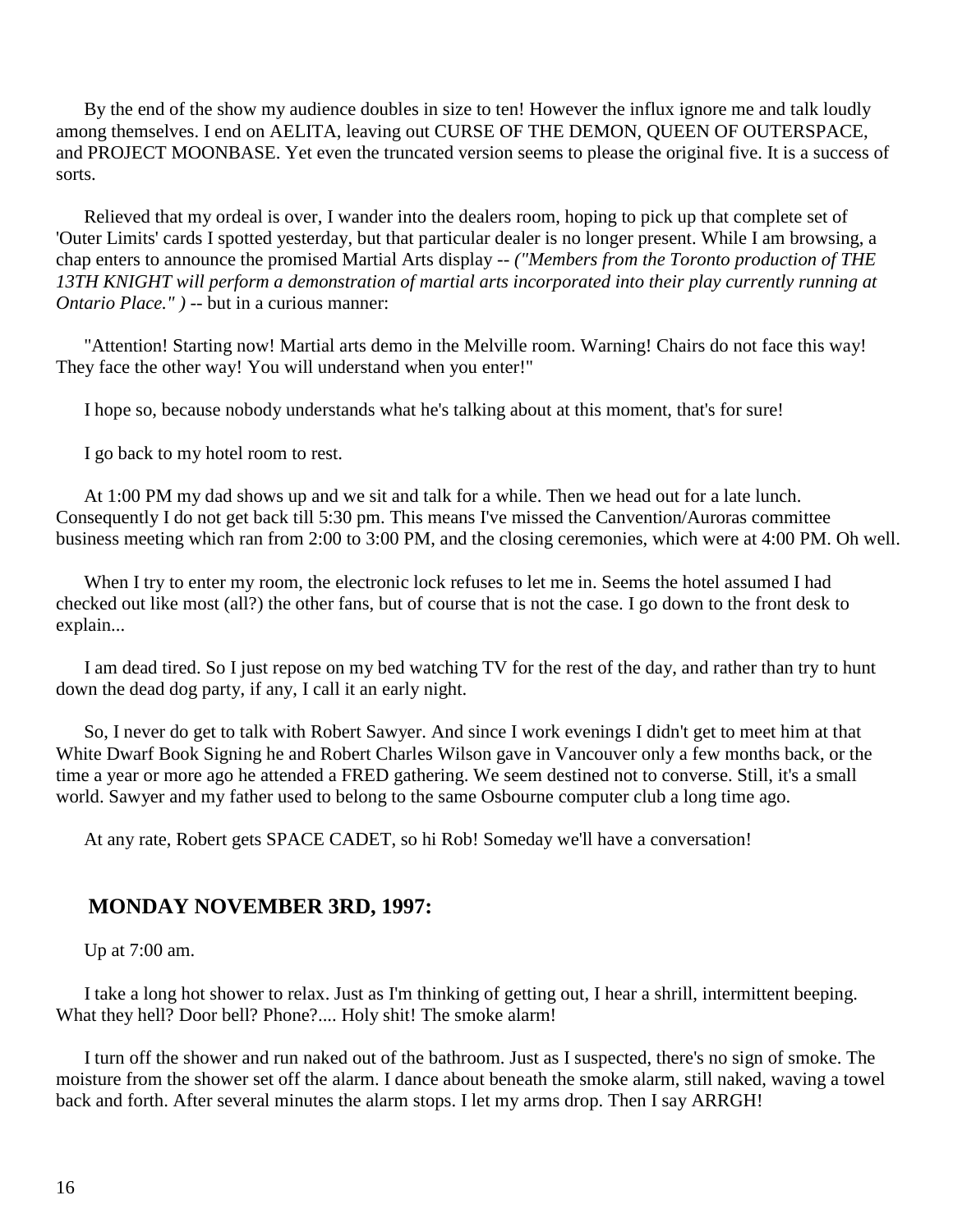By the end of the show my audience doubles in size to ten! However the influx ignore me and talk loudly among themselves. I end on AELITA, leaving out CURSE OF THE DEMON, QUEEN OF OUTERSPACE, and PROJECT MOONBASE. Yet even the truncated version seems to please the original five. It is a success of sorts.

Relieved that my ordeal is over, I wander into the dealers room, hoping to pick up that complete set of 'Outer Limits' cards I spotted yesterday, but that particular dealer is no longer present. While I am browsing, a chap enters to announce the promised Martial Arts display -- *("Members from the Toronto production of THE 13TH KNIGHT will perform a demonstration of martial arts incorporated into their play currently running at Ontario Place." )* -- but in a curious manner:

"Attention! Starting now! Martial arts demo in the Melville room. Warning! Chairs do not face this way! They face the other way! You will understand when you enter!"

I hope so, because nobody understands what he's talking about at this moment, that's for sure!

I go back to my hotel room to rest.

At 1:00 PM my dad shows up and we sit and talk for a while. Then we head out for a late lunch. Consequently I do not get back till 5:30 pm. This means I've missed the Canvention/Auroras committee business meeting which ran from 2:00 to 3:00 PM, and the closing ceremonies, which were at 4:00 PM. Oh well.

When I try to enter my room, the electronic lock refuses to let me in. Seems the hotel assumed I had checked out like most (all?) the other fans, but of course that is not the case. I go down to the front desk to explain...

I am dead tired. So I just repose on my bed watching TV for the rest of the day, and rather than try to hunt down the dead dog party, if any, I call it an early night.

So, I never do get to talk with Robert Sawyer. And since I work evenings I didn't get to meet him at that White Dwarf Book Signing he and Robert Charles Wilson gave in Vancouver only a few months back, or the time a year or more ago he attended a FRED gathering. We seem destined not to converse. Still, it's a small world. Sawyer and my father used to belong to the same Osbourne computer club a long time ago.

At any rate, Robert gets SPACE CADET, so hi Rob! Someday we'll have a conversation!

## MONDAY NOVEMBER 3RD, 1997:

Up at 7:00 am.

I take a long hot shower to relax. Just as I'm thinking of getting out, I hear a shrill, intermittent beeping. What they hell? Door bell? Phone?.... Holy shit! The smoke alarm!

I turn off the shower and run naked out of the bathroom. Just as I suspected, there's no sign of smoke. The moisture from the shower set off the alarm. I dance about beneath the smoke alarm, still naked, waving a towel back and forth. After several minutes the alarm stops. I let my arms drop. Then I say ARRGH!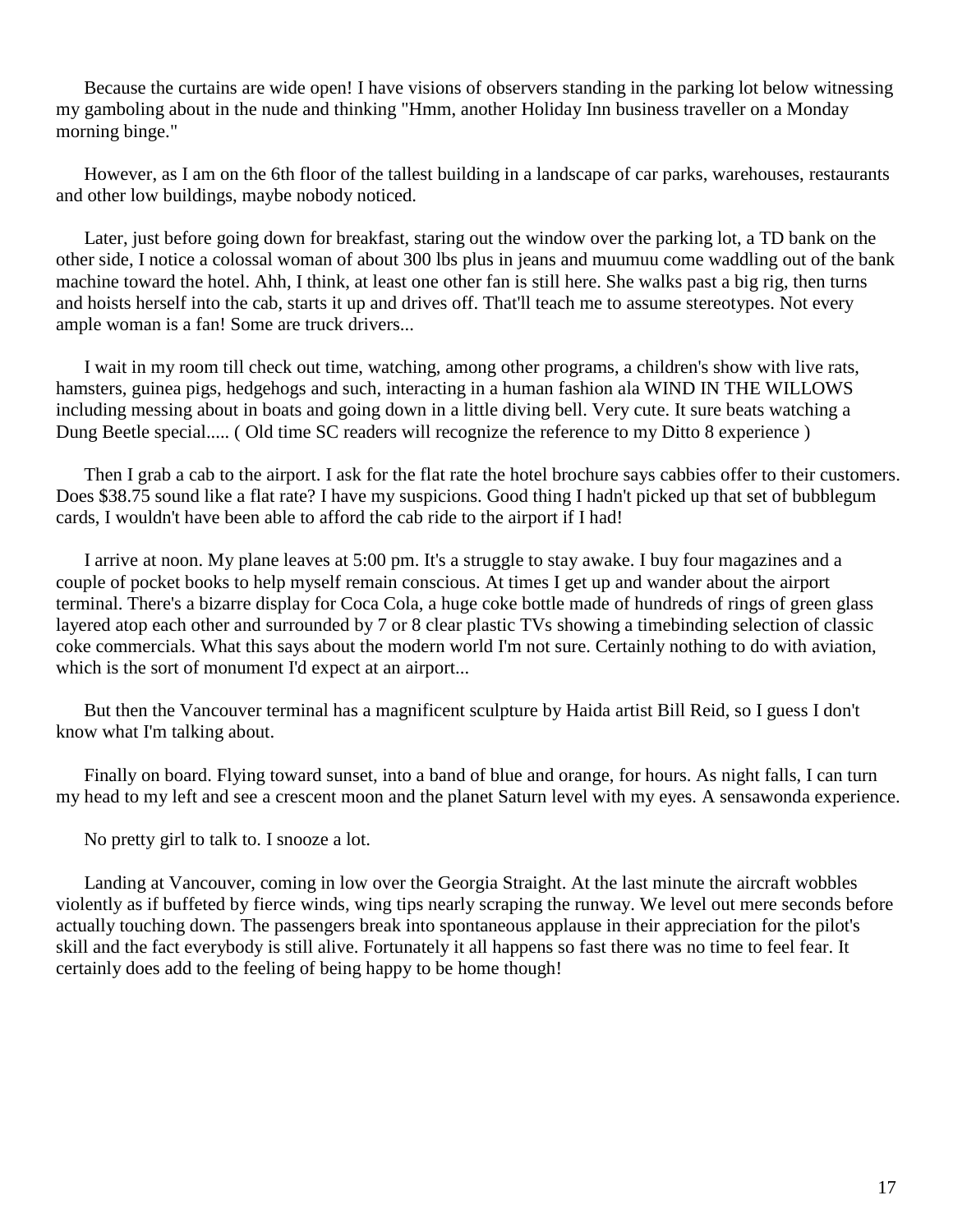Because the curtains are wide open! I have visions of observers standing in the parking lot below witnessing my gamboling about in the nude and thinking "Hmm, another Holiday Inn business traveller on a Monday morning binge."

However, as I am on the 6th floor of the tallest building in a landscape of car parks, warehouses, restaurants and other low buildings, maybe nobody noticed.

Later, just before going down for breakfast, staring out the window over the parking lot, a TD bank on the other side, I notice a colossal woman of about 300 lbs plus in jeans and muumuu come waddling out of the bank machine toward the hotel. Ahh, I think, at least one other fan is still here. She walks past a big rig, then turns and hoists herself into the cab, starts it up and drives off. That'll teach me to assume stereotypes. Not every ample woman is a fan! Some are truck drivers...

I wait in my room till check out time, watching, among other programs, a children's show with live rats, hamsters, guinea pigs, hedgehogs and such, interacting in a human fashion ala WIND IN THE WILLOWS including messing about in boats and going down in a little diving bell. Very cute. It sure beats watching a Dung Beetle special..... ( Old time SC readers will recognize the reference to my Ditto 8 experience )

Then I grab a cab to the airport. I ask for the flat rate the hotel brochure says cabbies offer to their customers. Does $38.75 sound like a flat rate? I have my suspicions. Good thing I hadn't picked up that set of bubblegum cards, I wouldn't have been able to afford the cab ride to the airport if I had!

I arrive at noon. My plane leaves at 5:00 pm. It's a struggle to stay awake. I buy four magazines and a couple of pocket books to help myself remain conscious. At times I get up and wander about the airport terminal. There's a bizarre display for Coca Cola, a huge coke bottle made of hundreds of rings of green glass layered atop each other and surrounded by 7 or 8 clear plastic TVs showing a timebinding selection of classic coke commercials. What this says about the modern world I'm not sure. Certainly nothing to do with aviation, which is the sort of monument I'd expect at an airport...

But then the Vancouver terminal has a magnificent sculpture by Haida artist Bill Reid, so I guess I don't know what I'm talking about.

Finally on board. Flying toward sunset, into a band of blue and orange, for hours. As night falls, I can turn my head to my left and see a crescent moon and the planet Saturn level with my eyes. A sensawonda experience.

No pretty girl to talk to. I snooze a lot.

Landing at Vancouver, coming in low over the Georgia Straight. At the last minute the aircraft wobbles violently as if buffeted by fierce winds, wing tips nearly scraping the runway. We level out mere seconds before actually touching down. The passengers break into spontaneous applause in their appreciation for the pilot's skill and the fact everybody is still alive. Fortunately it all happens so fast there was no time to feel fear. It certainly does add to the feeling of being happy to be home though!